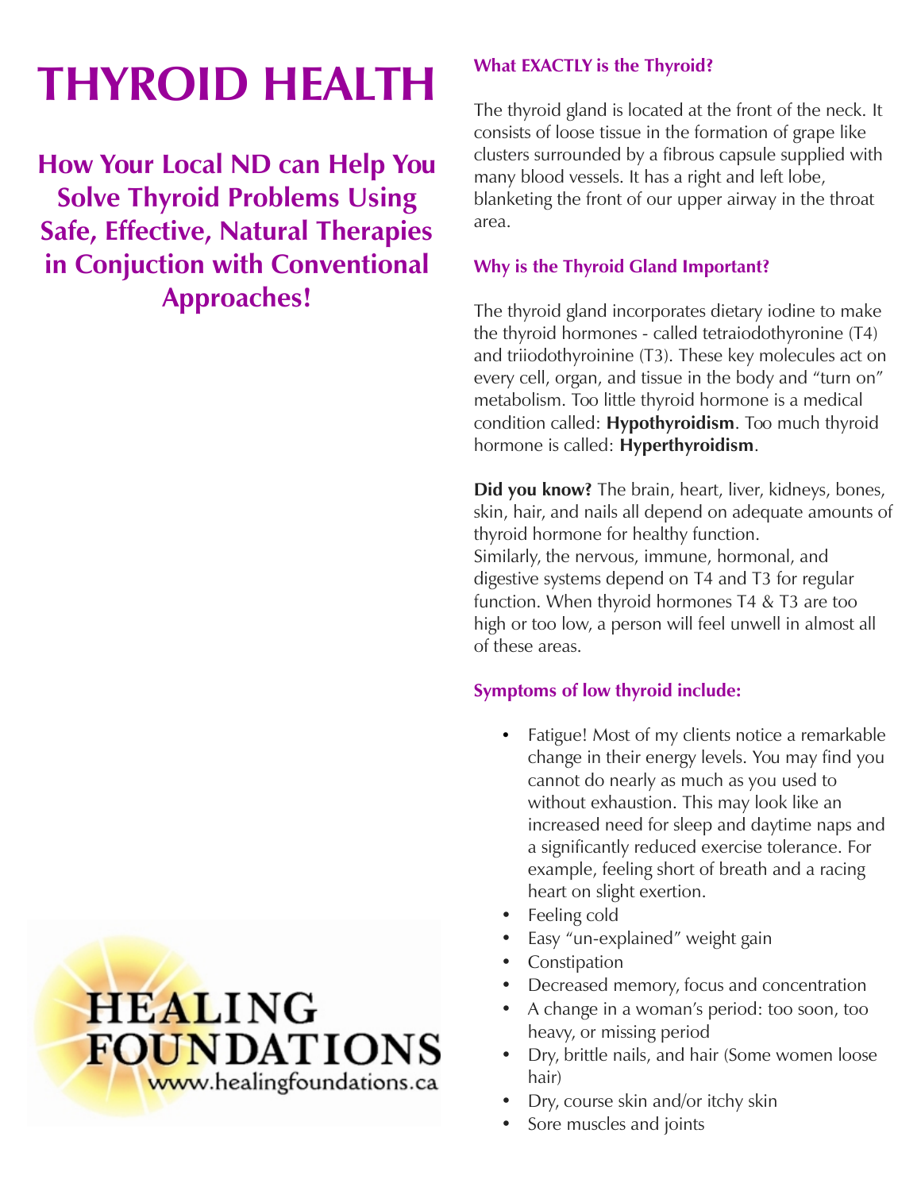# THYROID HEALTH

## How Your Local ND can Help You Solve Thyroid Problems Using Safe, Effective, Natural Therapies in Conjuction with Conventional Approaches!

HEALING FOUNDATIONS
www.healingfoundations.ca

### What EXACTLY is the Thyroid?

The thyroid gland is located at the front of the neck. It consists of loose tissue in the formation of grape like clusters surrounded by a fibrous capsule supplied with many blood vessels. It has a right and left lobe, blanketing the front of our upper airway in the throat area.

### Why is the Thyroid Gland Important?

The thyroid gland incorporates dietary iodine to make the thyroid hormones - called tetraiodothyronine (T4) and triiodothyroinine (T3). These key molecules act on every cell, organ, and tissue in the body and "turn on" metabolism. Too little thyroid hormone is a medical condition called: **Hypothyroidism**. Too much thyroid hormone is called: **Hyperthyroidism**.

**Did you know?** The brain, heart, liver, kidneys, bones, skin, hair, and nails all depend on adequate amounts of thyroid hormone for healthy function.
Similarly, the nervous, immune, hormonal, and digestive systems depend on T4 and T3 for regular function. When thyroid hormones T4 & T3 are too high or too low, a person will feel unwell in almost all of these areas.

### Symptoms of low thyroid include:

- Fatigue! Most of my clients notice a remarkable change in their energy levels. You may find you cannot do nearly as much as you used to without exhaustion. This may look like an increased need for sleep and daytime naps and a significantly reduced exercise tolerance. For example, feeling short of breath and a racing heart on slight exertion.
- Feeling cold
- Easy "un-explained" weight gain
- Constipation
- Decreased memory, focus and concentration
- A change in a woman's period: too soon, too heavy, or missing period
- Dry, brittle nails, and hair (Some women loose hair)
- Dry, course skin and/or itchy skin
- Sore muscles and joints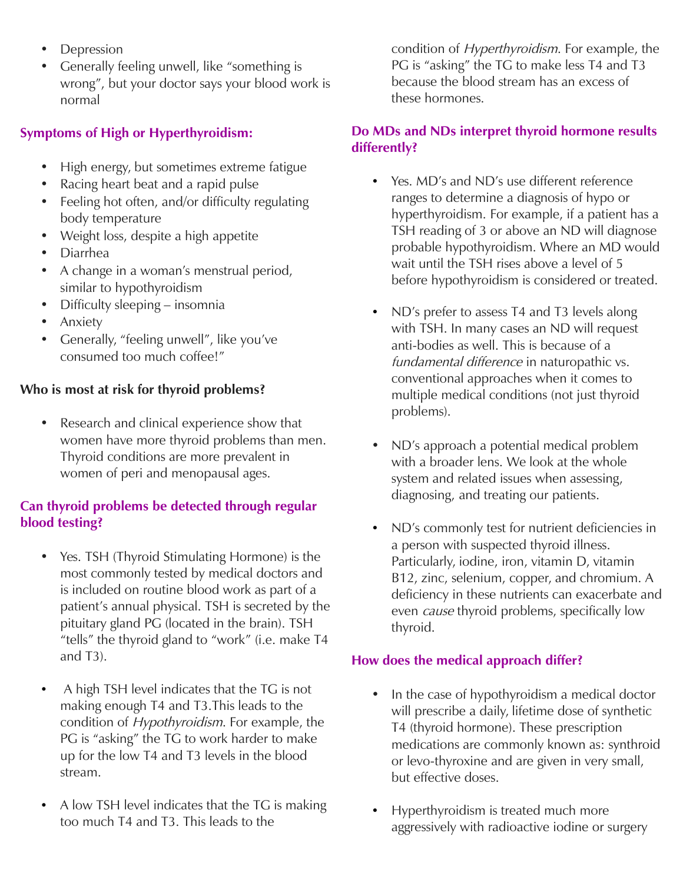- Depression
- Generally feeling unwell, like "something is wrong", but your doctor says your blood work is normal

### Symptoms of High or Hyperthyroidism:

- High energy, but sometimes extreme fatigue
- Racing heart beat and a rapid pulse
- Feeling hot often, and/or difficulty regulating body temperature
- Weight loss, despite a high appetite
- Diarrhea
- A change in a woman's menstrual period, similar to hypothyroidism
- Difficulty sleeping – insomnia
- Anxiety
- Generally, "feeling unwell", like you've consumed too much coffee!"

### Who is most at risk for thyroid problems?

- Research and clinical experience show that women have more thyroid problems than men. Thyroid conditions are more prevalent in women of peri and menopausal ages.

### Can thyroid problems be detected through regular blood testing?

- Yes. TSH (Thyroid Stimulating Hormone) is the most commonly tested by medical doctors and is included on routine blood work as part of a patient's annual physical. TSH is secreted by the pituitary gland PG (located in the brain). TSH "tells" the thyroid gland to "work" (i.e. make T4 and T3).

- A high TSH level indicates that the TG is not making enough T4 and T3.This leads to the condition of *Hypothyroidism*. For example, the PG is "asking" the TG to work harder to make up for the low T4 and T3 levels in the blood stream.

- A low TSH level indicates that the TG is making too much T4 and T3. This leads to the condition of *Hyperthyroidism*. For example, the PG is "asking" the TG to make less T4 and T3 because the blood stream has an excess of these hormones.

### Do MDs and NDs interpret thyroid hormone results differently?

- Yes. MD's and ND's use different reference ranges to determine a diagnosis of hypo or hyperthyroidism. For example, if a patient has a TSH reading of 3 or above an ND will diagnose probable hypothyroidism. Where an MD would wait until the TSH rises above a level of 5 before hypothyroidism is considered or treated.

- ND's prefer to assess T4 and T3 levels along with TSH. In many cases an ND will request anti-bodies as well. This is because of a *fundamental difference* in naturopathic vs. conventional approaches when it comes to multiple medical conditions (not just thyroid problems).

- ND's approach a potential medical problem with a broader lens. We look at the whole system and related issues when assessing, diagnosing, and treating our patients.

- ND's commonly test for nutrient deficiencies in a person with suspected thyroid illness. Particularly, iodine, iron, vitamin D, vitamin B12, zinc, selenium, copper, and chromium. A deficiency in these nutrients can exacerbate and even *cause* thyroid problems, specifically low thyroid.

### How does the medical approach differ?

- In the case of hypothyroidism a medical doctor will prescribe a daily, lifetime dose of synthetic T4 (thyroid hormone). These prescription medications are commonly known as: synthroid or levo-thyroxine and are given in very small, but effective doses.

- Hyperthyroidism is treated much more aggressively with radioactive iodine or surgery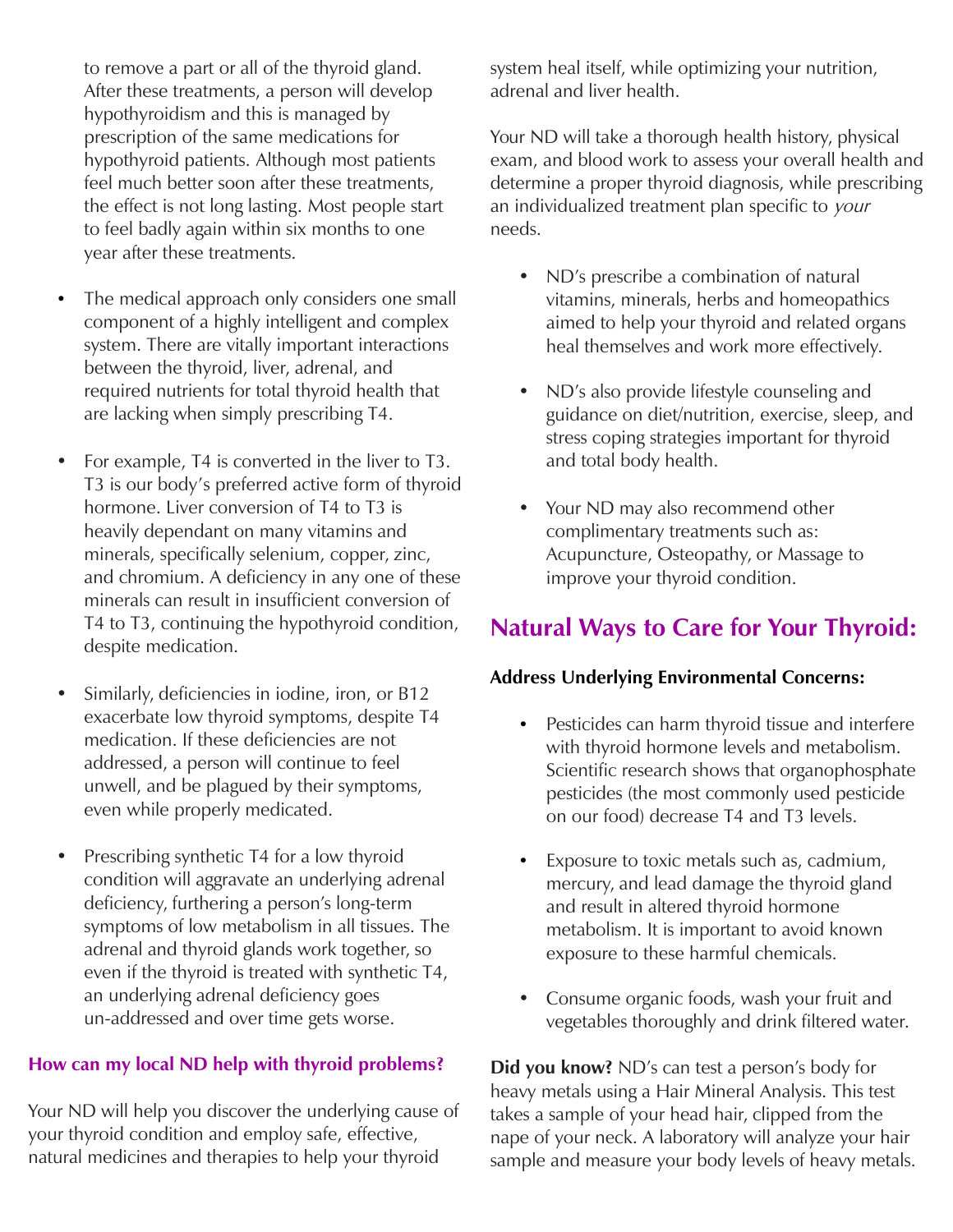to remove a part or all of the thyroid gland. After these treatments, a person will develop hypothyroidism and this is managed by prescription of the same medications for hypothyroid patients. Although most patients feel much better soon after these treatments, the effect is not long lasting. Most people start to feel badly again within six months to one year after these treatments.

- The medical approach only considers one small component of a highly intelligent and complex system. There are vitally important interactions between the thyroid, liver, adrenal, and required nutrients for total thyroid health that are lacking when simply prescribing T4.

- For example, T4 is converted in the liver to T3. T3 is our body's preferred active form of thyroid hormone. Liver conversion of T4 to T3 is heavily dependant on many vitamins and minerals, specifically selenium, copper, zinc, and chromium. A deficiency in any one of these minerals can result in insufficient conversion of T4 to T3, continuing the hypothyroid condition, despite medication.

- Similarly, deficiencies in iodine, iron, or B12 exacerbate low thyroid symptoms, despite T4 medication. If these deficiencies are not addressed, a person will continue to feel unwell, and be plagued by their symptoms, even while properly medicated.

- Prescribing synthetic T4 for a low thyroid condition will aggravate an underlying adrenal deficiency, furthering a person's long-term symptoms of low metabolism in all tissues. The adrenal and thyroid glands work together, so even if the thyroid is treated with synthetic T4, an underlying adrenal deficiency goes un-addressed and over time gets worse.

### How can my local ND help with thyroid problems?

Your ND will help you discover the underlying cause of your thyroid condition and employ safe, effective, natural medicines and therapies to help your thyroid system heal itself, while optimizing your nutrition, adrenal and liver health.

Your ND will take a thorough health history, physical exam, and blood work to assess your overall health and determine a proper thyroid diagnosis, while prescribing an individualized treatment plan specific to *your* needs.

- ND's prescribe a combination of natural vitamins, minerals, herbs and homeopathics aimed to help your thyroid and related organs heal themselves and work more effectively.

- ND's also provide lifestyle counseling and guidance on diet/nutrition, exercise, sleep, and stress coping strategies important for thyroid and total body health.

- Your ND may also recommend other complimentary treatments such as: Acupuncture, Osteopathy, or Massage to improve your thyroid condition.

## Natural Ways to Care for Your Thyroid:

**Address Underlying Environmental Concerns:**

- Pesticides can harm thyroid tissue and interfere with thyroid hormone levels and metabolism. Scientific research shows that organophosphate pesticides (the most commonly used pesticide on our food) decrease T4 and T3 levels.

- Exposure to toxic metals such as, cadmium, mercury, and lead damage the thyroid gland and result in altered thyroid hormone metabolism. It is important to avoid known exposure to these harmful chemicals.

- Consume organic foods, wash your fruit and vegetables thoroughly and drink filtered water.

**Did you know?** ND's can test a person's body for heavy metals using a Hair Mineral Analysis. This test takes a sample of your head hair, clipped from the nape of your neck. A laboratory will analyze your hair sample and measure your body levels of heavy metals.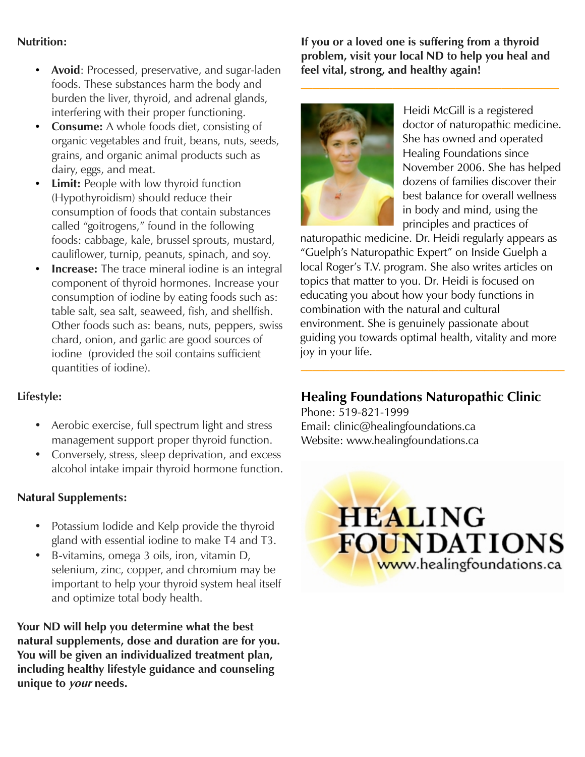**Nutrition:**

- **Avoid**: Processed, preservative, and sugar-laden foods. These substances harm the body and burden the liver, thyroid, and adrenal glands, interfering with their proper functioning.
- **Consume:** A whole foods diet, consisting of organic vegetables and fruit, beans, nuts, seeds, grains, and organic animal products such as dairy, eggs, and meat.
- **Limit:** People with low thyroid function (Hypothyroidism) should reduce their consumption of foods that contain substances called "goitrogens," found in the following foods: cabbage, kale, brussel sprouts, mustard, cauliflower, turnip, peanuts, spinach, and soy.
- **Increase:** The trace mineral iodine is an integral component of thyroid hormones. Increase your consumption of iodine by eating foods such as: table salt, sea salt, seaweed, fish, and shellfish. Other foods such as: beans, nuts, peppers, swiss chard, onion, and garlic are good sources of iodine (provided the soil contains sufficient quantities of iodine).

**Lifestyle:**

- Aerobic exercise, full spectrum light and stress management support proper thyroid function.
- Conversely, stress, sleep deprivation, and excess alcohol intake impair thyroid hormone function.

**Natural Supplements:**

- Potassium Iodide and Kelp provide the thyroid gland with essential iodine to make T4 and T3.
- B-vitamins, omega 3 oils, iron, vitamin D, selenium, zinc, copper, and chromium may be important to help your thyroid system heal itself and optimize total body health.

**Your ND will help you determine what the best natural supplements, dose and duration are for you. You will be given an individualized treatment plan, including healthy lifestyle guidance and counseling unique to *your* needs.**

**If you or a loved one is suffering from a thyroid problem, visit your local ND to help you heal and feel vital, strong, and healthy again!**

---

Heidi McGill is a registered doctor of naturopathic medicine. She has owned and operated Healing Foundations since November 2006. She has helped dozens of families discover their best balance for overall wellness in body and mind, using the principles and practices of naturopathic medicine. Dr. Heidi regularly appears as "Guelph's Naturopathic Expert" on Inside Guelph a local Roger's T.V. program. She also writes articles on topics that matter to you. Dr. Heidi is focused on educating you about how your body functions in combination with the natural and cultural environment. She is genuinely passionate about guiding you towards optimal health, vitality and more joy in your life.

---

## Healing Foundations Naturopathic Clinic

Phone: 519-821-1999
Email: clinic@healingfoundations.ca
Website: www.healingfoundations.ca

HEALING FOUNDATIONS
www.healingfoundations.ca